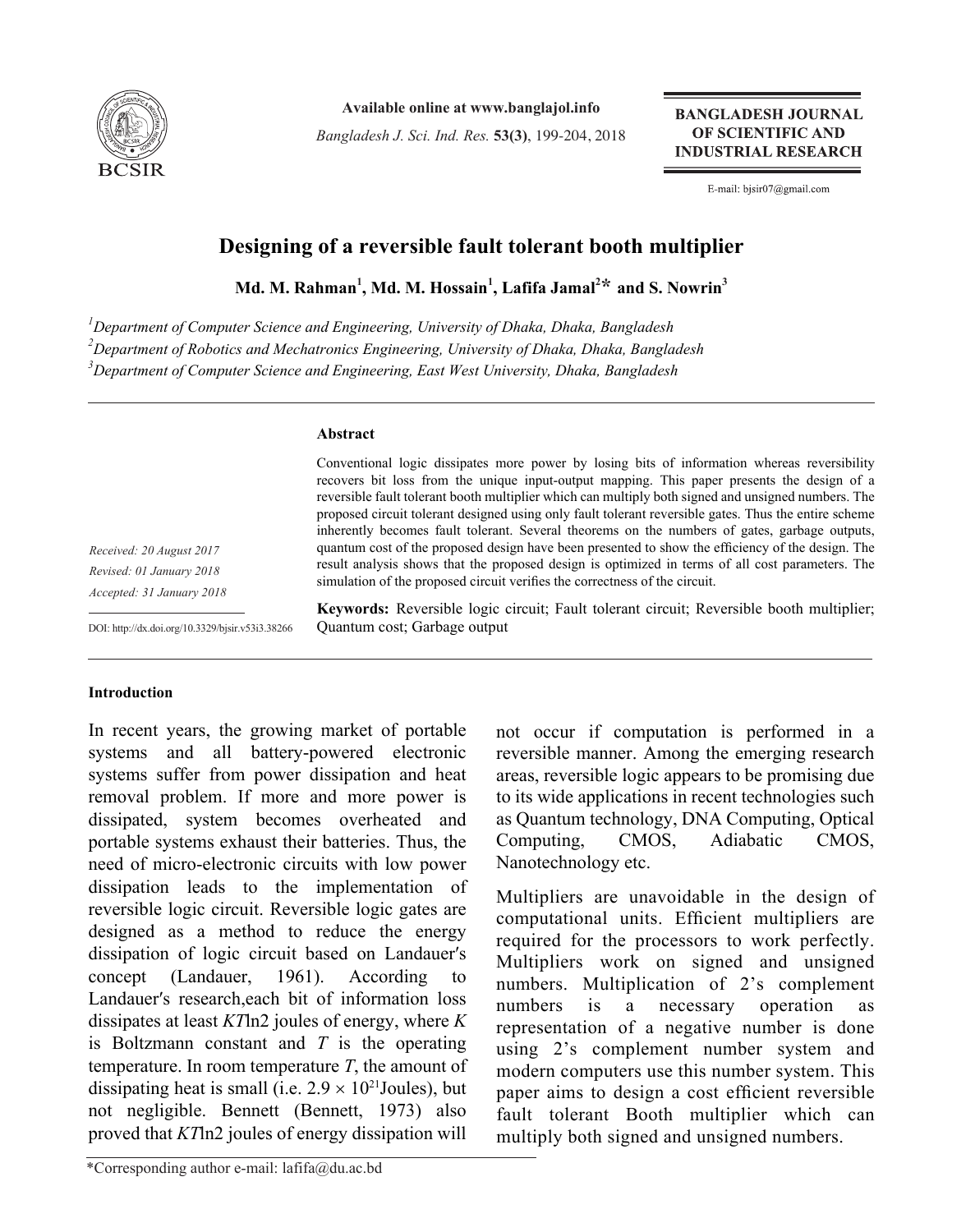# Designing of a reversible fault tolerant booth multiplier

**Md. M. Rahman[1], Md. M. Hossain[1], Lafifa Jamal[2]* and S. Nowrin[3]**

[1]*Department of Computer Science and Engineering, University of Dhaka, Dhaka, Bangladesh*
[2]*Department of Robotics and Mechatronics Engineering, University of Dhaka, Dhaka, Bangladesh*
[3]*Department of Computer Science and Engineering, East West University, Dhaka, Bangladesh*

*Received: 20 August 2017*
*Revised: 01 January 2018*
*Accepted: 31 January 2018*

DOI: http://dx.doi.org/10.3329/bjsir.v53i3.38266

## Abstract

Conventional logic dissipates more power by losing bits of information whereas reversibility recovers bit loss from the unique input-output mapping. This paper presents the design of a reversible fault tolerant booth multiplier which can multiply both signed and unsigned numbers. The proposed circuit tolerant designed using only fault tolerant reversible gates. Thus the entire scheme inherently becomes fault tolerant. Several theorems on the numbers of gates, garbage outputs, quantum cost of the proposed design have been presented to show the efficiency of the design. The result analysis shows that the proposed design is optimized in terms of all cost parameters. The simulation of the proposed circuit verifies the correctness of the circuit.

**Keywords:** Reversible logic circuit; Fault tolerant circuit; Reversible booth multiplier; Quantum cost; Garbage output

## Introduction

In recent years, the growing market of portable systems and all battery-powered electronic systems suffer from power dissipation and heat removal problem. If more and more power is dissipated, system becomes overheated and portable systems exhaust their batteries. Thus, the need of micro-electronic circuits with low power dissipation leads to the implementation of reversible logic circuit. Reversible logic gates are designed as a method to reduce the energy dissipation of logic circuit based on Landauer′s concept (Landauer, 1961). According to Landauer′s research,each bit of information loss dissipates at least $KT\ln2$ joules of energy, where $K$ is Boltzmann constant and $T$ is the operating temperature. In room temperature $T$, the amount of dissipating heat is small (i.e. $2.9 \times 10^{21}$Joules), but not negligible. Bennett (Bennett, 1973) also proved that $KT\ln2$ joules of energy dissipation will not occur if computation is performed in a reversible manner. Among the emerging research areas, reversible logic appears to be promising due to its wide applications in recent technologies such as Quantum technology, DNA Computing, Optical Computing, CMOS, Adiabatic CMOS, Nanotechnology etc.

Multipliers are unavoidable in the design of computational units. Efficient multipliers are required for the processors to work perfectly. Multipliers work on signed and unsigned numbers. Multiplication of 2's complement numbers is a necessary operation as representation of a negative number is done using 2's complement number system and modern computers use this number system. This paper aims to design a cost efficient reversible fault tolerant Booth multiplier which can multiply both signed and unsigned numbers.

*Corresponding author e-mail: lafifa@du.ac.bd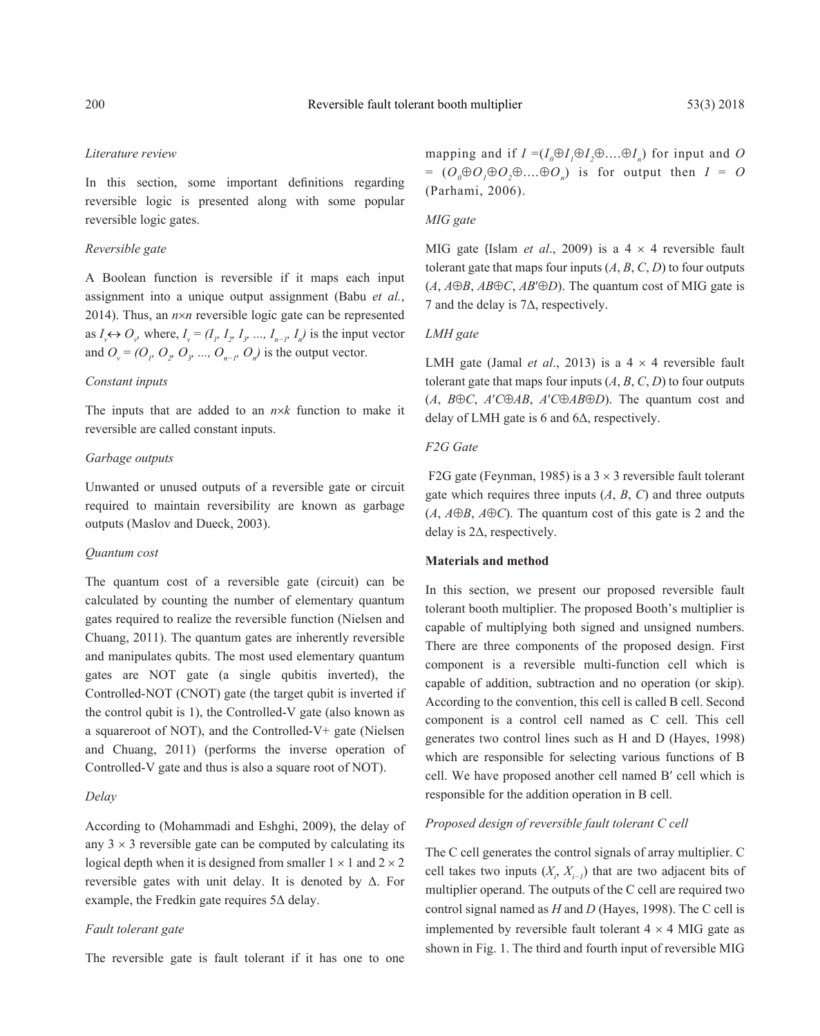*Literature review*

In this section, some important definitions regarding reversible logic is presented along with some popular reversible logic gates.

*Reversible gate*

A Boolean function is reversible if it maps each input assignment into a unique output assignment (Babu *et al.*, 2014). Thus, an $n \times n$ reversible logic gate can be represented as $I_v \leftrightarrow O_v$, where, $I_v = (I_1, I_2, I_3, ..., I_{n-1}, I_n)$ is the input vector and $O_v = (O_1, O_2, O_3, ..., O_{n-1}, O_n)$ is the output vector.

*Constant inputs*

The inputs that are added to an $n \times k$ function to make it reversible are called constant inputs.

*Garbage outputs*

Unwanted or unused outputs of a reversible gate or circuit required to maintain reversibility are known as garbage outputs (Maslov and Dueck, 2003).

*Quantum cost*

The quantum cost of a reversible gate (circuit) can be calculated by counting the number of elementary quantum gates required to realize the reversible function (Nielsen and Chuang, 2011). The quantum gates are inherently reversible and manipulates qubits. The most used elementary quantum gates are NOT gate (a single qubitis inverted), the Controlled-NOT (CNOT) gate (the target qubit is inverted if the control qubit is 1), the Controlled-V gate (also known as a squareroot of NOT), and the Controlled-V+ gate (Nielsen and Chuang, 2011) (performs the inverse operation of Controlled-V gate and thus is also a square root of NOT).

*Delay*

According to (Mohammadi and Eshghi, 2009), the delay of any $3 \times 3$ reversible gate can be computed by calculating its logical depth when it is designed from smaller $1 \times 1$ and $2 \times 2$ reversible gates with unit delay. It is denoted by $\Delta$. For example, the Fredkin gate requires $5\Delta$ delay.

*Fault tolerant gate*

The reversible gate is fault tolerant if it has one to one mapping and if $I = (I_0 \oplus I_1 \oplus I_2 \oplus .... \oplus I_n)$ for input and $O = (O_0 \oplus O_1 \oplus O_2 \oplus .... \oplus O_n)$ is for output then $I = O$ (Parhami, 2006).

*MIG gate*

MIG gate (Islam *et al*., 2009) is a $4 \times 4$ reversible fault tolerant gate that maps four inputs ($A$, $B$, $C$, $D$) to four outputs ($A$, $A \oplus B$, $AB \oplus C$, $AB' \oplus D$). The quantum cost of MIG gate is 7 and the delay is $7\Delta$, respectively.

*LMH gate*

LMH gate (Jamal *et al*., 2013) is a $4 \times 4$ reversible fault tolerant gate that maps four inputs ($A$, $B$, $C$, $D$) to four outputs ($A$, $B \oplus C$, $A'C \oplus AB$, $A'C \oplus AB \oplus D$). The quantum cost and delay of LMH gate is 6 and $6\Delta$, respectively.

*F2G Gate*

F2G gate (Feynman, 1985) is a $3 \times 3$ reversible fault tolerant gate which requires three inputs ($A$, $B$, $C$) and three outputs ($A$, $A \oplus B$, $A \oplus C$). The quantum cost of this gate is 2 and the delay is $2\Delta$, respectively.

## Materials and method

In this section, we present our proposed reversible fault tolerant booth multiplier. The proposed Booth's multiplier is capable of multiplying both signed and unsigned numbers. There are three components of the proposed design. First component is a reversible multi-function cell which is capable of addition, subtraction and no operation (or skip). According to the convention, this cell is called B cell. Second component is a control cell named as C cell. This cell generates two control lines such as H and D (Hayes, 1998) which are responsible for selecting various functions of B cell. We have proposed another cell named B′ cell which is responsible for the addition operation in B cell.

*Proposed design of reversible fault tolerant C cell*

The C cell generates the control signals of array multiplier. C cell takes two inputs ($X_i$, $X_{i-1}$) that are two adjacent bits of multiplier operand. The outputs of the C cell are required two control signal named as $H$ and $D$ (Hayes, 1998). The C cell is implemented by reversible fault tolerant $4 \times 4$ MIG gate as shown in Fig. 1. The third and fourth input of reversible MIG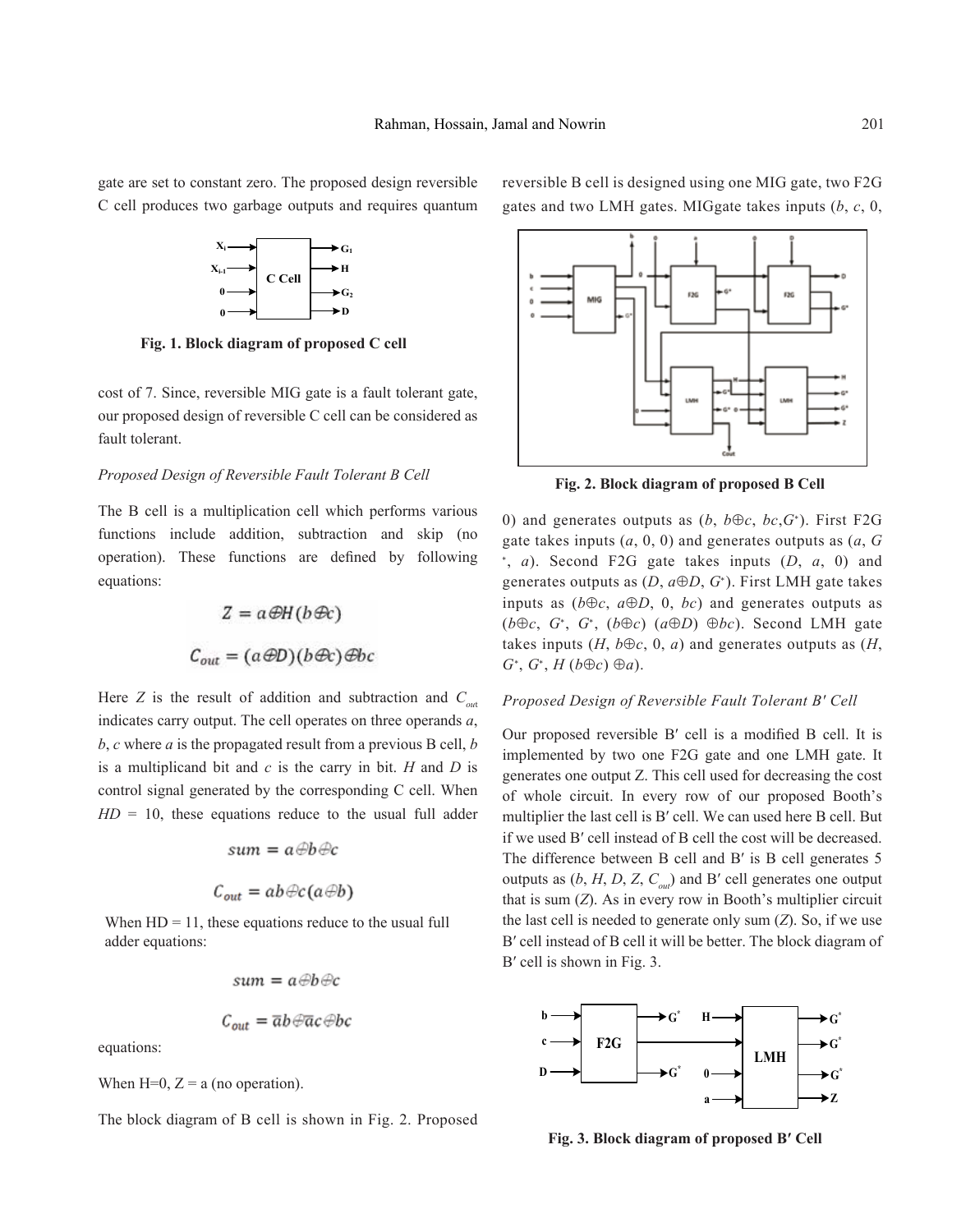gate are set to constant zero. The proposed design reversible C cell produces two garbage outputs and requires quantum cost of 7. Since, reversible MIG gate is a fault tolerant gate, our proposed design of reversible C cell can be considered as fault tolerant.

**Fig. 1. Block diagram of proposed C cell**

### *Proposed Design of Reversible Fault Tolerant B Cell*

The B cell is a multiplication cell which performs various functions include addition, subtraction and skip (no operation). These functions are defined by following equations:

$$Z = a \oplus H(b \oplus c)$$

$$C_{out} = (a \oplus D)(b \oplus c) \oplus bc$$

Here $Z$ is the result of addition and subtraction and $C_{out}$ indicates carry output. The cell operates on three operands $a$, $b$, $c$ where $a$ is the propagated result from a previous B cell, $b$ is a multiplicand bit and $c$ is the carry in bit. $H$ and $D$ is control signal generated by the corresponding C cell. When $HD$ = 10, these equations reduce to the usual full adder

$$sum = a \oplus b \oplus c$$

$$C_{out} = ab \oplus c(a \oplus b)$$

When HD = 11, these equations reduce to the usual full adder equations:

$$sum = a \oplus b \oplus c$$

$$C_{out} = \bar{a}b \oplus \bar{a}c \oplus bc$$

equations:

When H=0, Z = a (no operation).

The block diagram of B cell is shown in Fig. 2. Proposed reversible B cell is designed using one MIG gate, two F2G gates and two LMH gates. MIGgate takes inputs ($b$, $c$, 0, 0) and generates outputs as ($b$, $b \oplus c$, $bc$, $G^*$). First F2G gate takes inputs ($a$, 0, 0) and generates outputs as ($a$, $G^*$, $a$). Second F2G gate takes inputs ($D$, $a$, 0) and generates outputs as ($D$, $a \oplus D$, $G^*$). First LMH gate takes inputs as ($b \oplus c$, $a \oplus D$, 0, $bc$) and generates outputs as ($b \oplus c$, $G^*$, $G^*$, $(b \oplus c)$ $(a \oplus D)$ $\oplus bc$). Second LMH gate takes inputs ($H$, $b \oplus c$, 0, $a$) and generates outputs as ($H$, $G^*$, $G^*$, $H$ $(b \oplus c)$ $\oplus a$).

**Fig. 2. Block diagram of proposed B Cell**

### *Proposed Design of Reversible Fault Tolerant B′ Cell*

Our proposed reversible B′ cell is a modified B cell. It is implemented by two one F2G gate and one LMH gate. It generates one output Z. This cell used for decreasing the cost of whole circuit. In every row of our proposed Booth's multiplier the last cell is B′ cell. We can used here B cell. But if we used B′ cell instead of B cell the cost will be decreased. The difference between B cell and B′ is B cell generates 5 outputs as ($b$, $H$, $D$, $Z$, $C_{out}$) and B′ cell generates one output that is sum ($Z$). As in every row in Booth's multiplier circuit the last cell is needed to generate only sum ($Z$). So, if we use B′ cell instead of B cell it will be better. The block diagram of B′ cell is shown in Fig. 3.

**Fig. 3. Block diagram of proposed B′ Cell**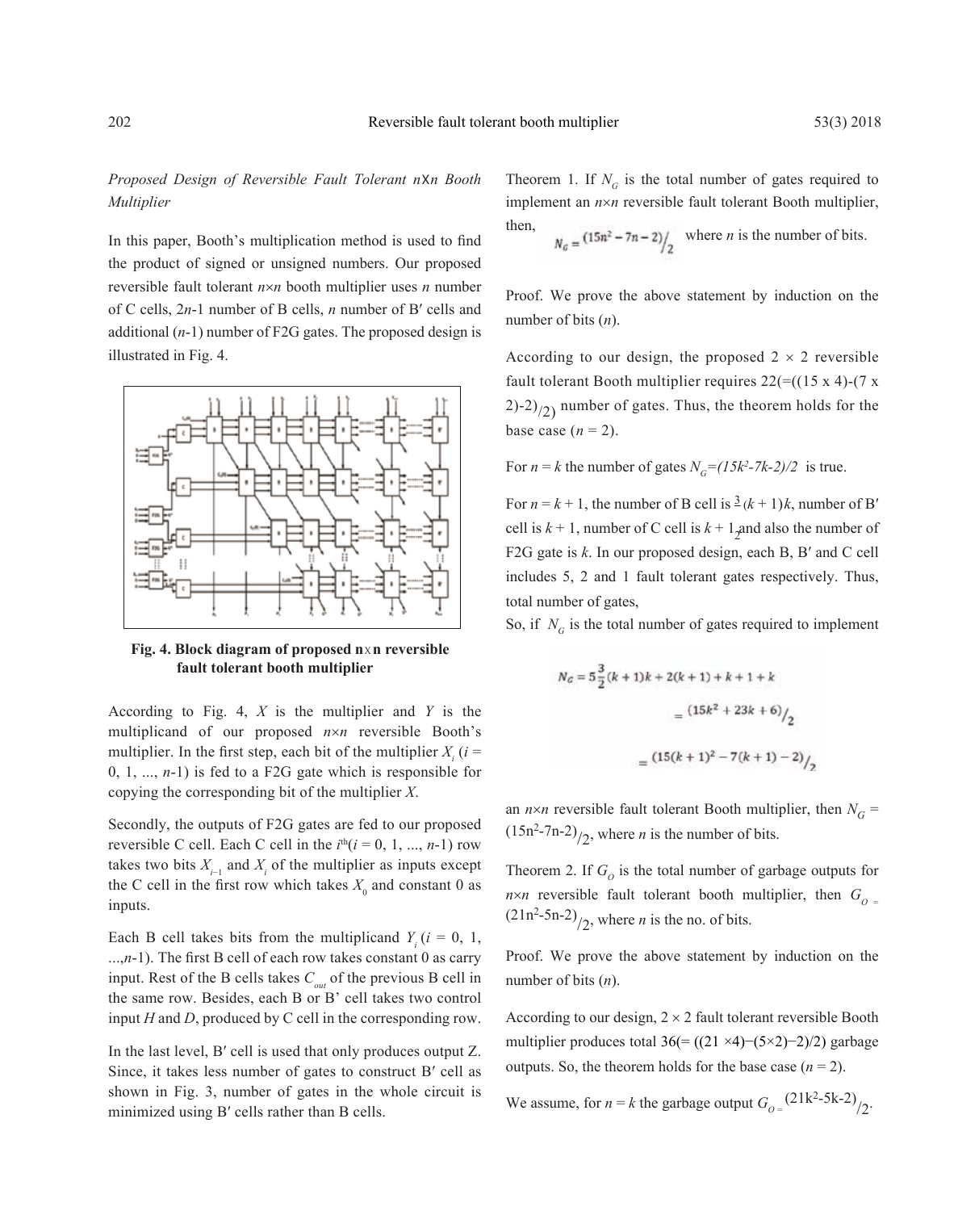*Proposed Design of Reversible Fault Tolerant nXn Booth Multiplier*

In this paper, Booth's multiplication method is used to find the product of signed or unsigned numbers. Our proposed reversible fault tolerant $n \times n$ booth multiplier uses $n$ number of C cells, $2n$-1 number of B cells, $n$ number of B′ cells and additional ($n$-1) number of F2G gates. The proposed design is illustrated in Fig. 4.

**Fig. 4. Block diagram of proposed n×n reversible fault tolerant booth multiplier**

According to Fig. 4, $X$ is the multiplier and $Y$ is the multiplicand of our proposed $n \times n$ reversible Booth's multiplier. In the first step, each bit of the multiplier $X_i$ ($i$ = 0, 1, ..., $n$-1) is fed to a F2G gate which is responsible for copying the corresponding bit of the multiplier $X$.

Secondly, the outputs of F2G gates are fed to our proposed reversible C cell. Each C cell in the $i^{th}$($i$ = 0, 1, ..., $n$-1) row takes two bits $X_{i-1}$ and $X_i$ of the multiplier as inputs except the C cell in the first row which takes $X_0$ and constant 0 as inputs.

Each B cell takes bits from the multiplicand $Y_i$ ($i$ = 0, 1, ...,$n$-1). The first B cell of each row takes constant 0 as carry input. Rest of the B cells takes $C_{out}$ of the previous B cell in the same row. Besides, each B or B' cell takes two control input $H$ and $D$, produced by C cell in the corresponding row.

In the last level, B′ cell is used that only produces output Z. Since, it takes less number of gates to construct B′ cell as shown in Fig. 3, number of gates in the whole circuit is minimized using B′ cells rather than B cells.

Theorem 1. If $N_G$ is the total number of gates required to implement an $n \times n$ reversible fault tolerant Booth multiplier, then, $N_G = (15n^2 - 7n - 2)/2$ where $n$ is the number of bits.

Proof. We prove the above statement by induction on the number of bits ($n$).

According to our design, the proposed $2 \times 2$ reversible fault tolerant Booth multiplier requires 22(=((15 x 4)-(7 x 2)-2)/2) number of gates. Thus, the theorem holds for the base case ($n$ = 2).

For $n = k$ the number of gates $N_G=(15k^2-7k-2)/2$ is true.

For $n = k + 1$, the number of B cell is $\frac{3}{2}(k+1)k$, number of B′ cell is $k + 1$, number of C cell is $k + 1$ and also the number of F2G gate is $k$. In our proposed design, each B, B′ and C cell includes 5, 2 and 1 fault tolerant gates respectively. Thus, total number of gates,

So, if $N_G$ is the total number of gates required to implement

$$N_G = 5\frac{3}{2}(k+1)k + 2(k+1) + k + 1 + k$$

$$= (15k^2 + 23k + 6)/2$$

$$= (15(k+1)^2 - 7(k+1) - 2)/2$$

an $n \times n$ reversible fault tolerant Booth multiplier, then $N_G = (15n^2-7n-2)/2$, where $n$ is the number of bits.

Theorem 2. If $G_O$ is the total number of garbage outputs for $n \times n$ reversible fault tolerant booth multiplier, then $G_O = (21n^2-5n-2)/2$, where $n$ is the no. of bits.

Proof. We prove the above statement by induction on the number of bits ($n$).

According to our design, $2 \times 2$ fault tolerant reversible Booth multiplier produces total 36(= ((21 ×4)−(5×2)−2)/2) garbage outputs. So, the theorem holds for the base case ($n$ = 2).

We assume, for $n = k$ the garbage output $G_O = (21k^2-5k-2)/2$.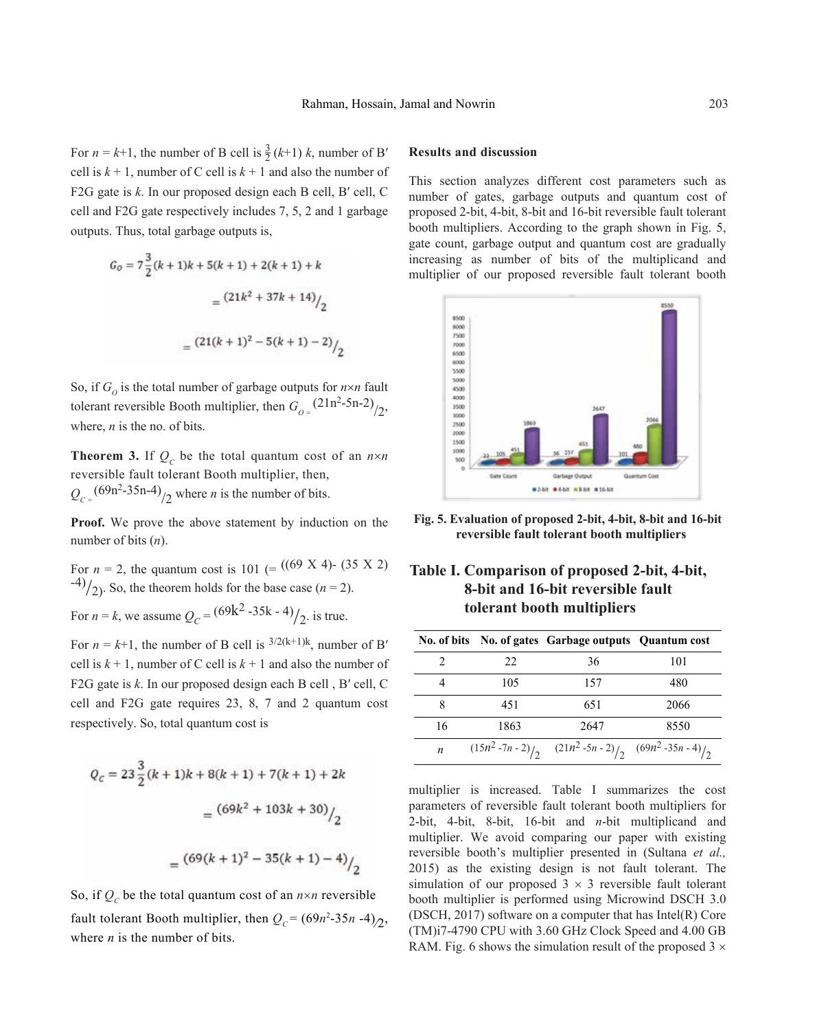For $n = k+1$, the number of B cell is $\frac{3}{2}(k+1)\,k$, number of B′ cell is $k + 1$, number of C cell is $k + 1$ and also the number of F2G gate is $k$. In our proposed design each B cell, B′ cell, C cell and F2G gate respectively includes 7, 5, 2 and 1 garbage outputs. Thus, total garbage outputs is,

$$G_O = 7\frac{3}{2}(k+1)k + 5(k+1) + 2(k+1) + k$$

$$= (21k^2 + 37k + 14)/2$$

$$= (21(k+1)^2 - 5(k+1) - 2)/2$$

So, if $G_O$ is the total number of garbage outputs for $n \times n$ fault tolerant reversible Booth multiplier, then $G_O = (21n^2-5n-2)/2$, where, $n$ is the no. of bits.

**Theorem 3.** If $Q_C$ be the total quantum cost of an $n \times n$ reversible fault tolerant Booth multiplier, then, $Q_C = (69n^2-35n-4)/2$ where $n$ is the number of bits.

**Proof.** We prove the above statement by induction on the number of bits ($n$).

For $n = 2$, the quantum cost is 101 (= $((69 \times 4) - (35 \times 2) - 4)/2$). So, the theorem holds for the base case ($n = 2$).

For $n = k$, we assume $Q_C = (69k^2 - 35k - 4)/2$. is true.

For $n = k+1$, the number of B cell is $3/2(k+1)k$, number of B′ cell is $k + 1$, number of C cell is $k + 1$ and also the number of F2G gate is $k$. In our proposed design each B cell , B′ cell, C cell and F2G gate requires 23, 8, 7 and 2 quantum cost respectively. So, total quantum cost is

$$Q_C = 23\frac{3}{2}(k+1)k + 8(k+1) + 7(k+1) + 2k$$

$$= (69k^2 + 103k + 30)/2$$

$$= (69(k+1)^2 - 35(k+1) - 4)/2$$

So, if $Q_C$ be the total quantum cost of an $n \times n$ reversible fault tolerant Booth multiplier, then $Q_C = (69n^2-35n-4)/2$, where $n$ is the number of bits.

### Results and discussion

This section analyzes different cost parameters such as number of gates, garbage outputs and quantum cost of proposed 2-bit, 4-bit, 8-bit and 16-bit reversible fault tolerant booth multipliers. According to the graph shown in Fig. 5, gate count, garbage output and quantum cost are gradually increasing as number of bits of the multiplicand and multiplier of our proposed reversible fault tolerant booth multiplier is increased. Table I summarizes the cost parameters of reversible fault tolerant booth multipliers for 2-bit, 4-bit, 8-bit, 16-bit and $n$-bit multiplicand and multiplier. We avoid comparing our paper with existing reversible booth's multiplier presented in (Sultana *et al.,* 2015) as the existing design is not fault tolerant. The simulation of our proposed 3 × 3 reversible fault tolerant booth multiplier is performed using Microwind DSCH 3.0 (DSCH, 2017) software on a computer that has Intel(R) Core (TM)i7-4790 CPU with 3.60 GHz Clock Speed and 4.00 GB RAM. Fig. 6 shows the simulation result of the proposed 3 ×

**Fig. 5. Evaluation of proposed 2-bit, 4-bit, 8-bit and 16-bit reversible fault tolerant booth multipliers**

**Table I. Comparison of proposed 2-bit, 4-bit, 8-bit and 16-bit reversible fault tolerant booth multipliers**

| No. of bits | No. of gates | Garbage outputs | Quantum cost |
|---|---|---|---|
| 2 | 22 | 36 | 101 |
| 4 | 105 | 157 | 480 |
| 8 | 451 | 651 | 2066 |
| 16 | 1863 | 2647 | 8550 |
| $n$ | $(15n^2 - 7n - 2)/2$ | $(21n^2 - 5n - 2)/2$ | $(69n^2 - 35n - 4)/2$ |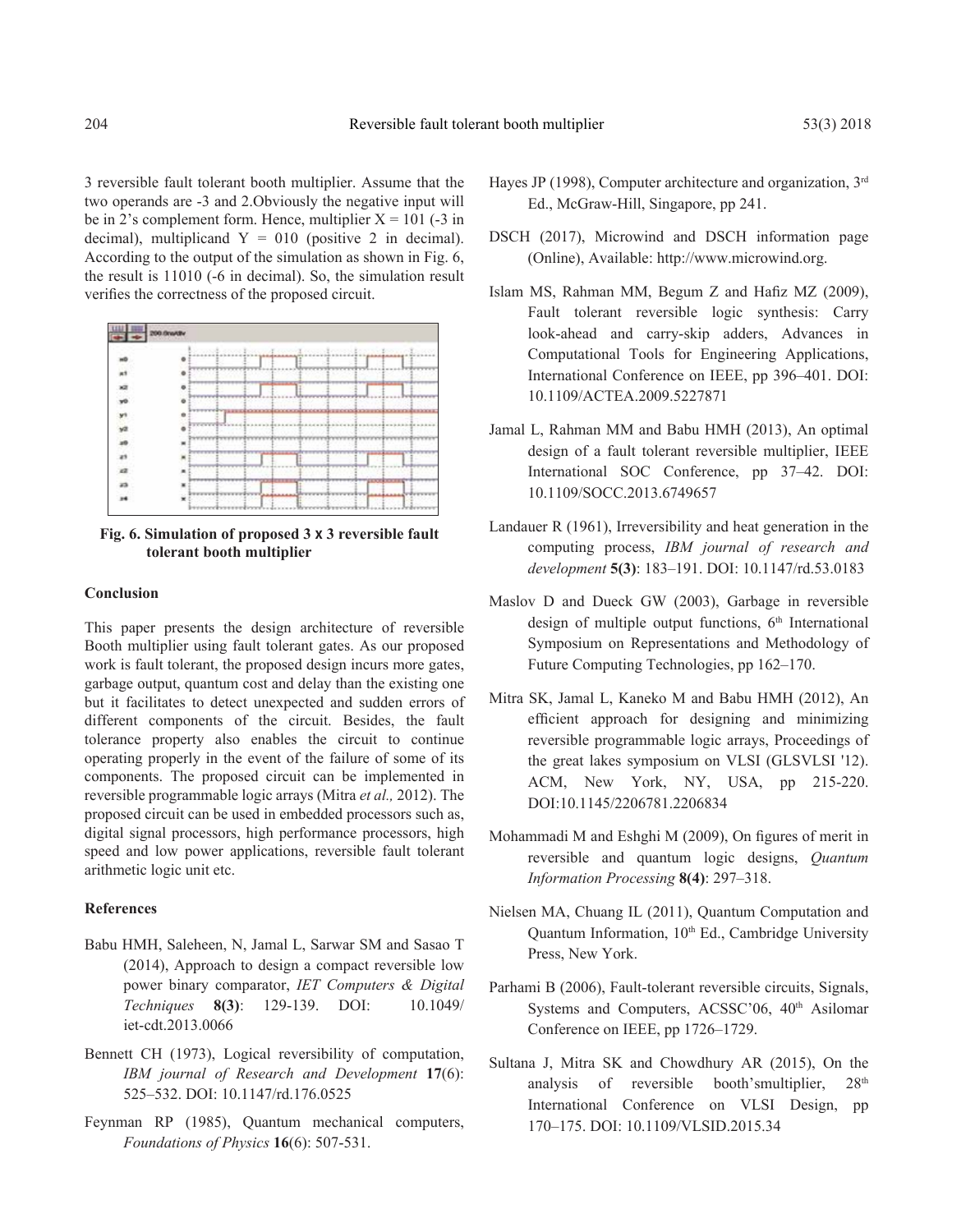3 reversible fault tolerant booth multiplier. Assume that the two operands are -3 and 2.Obviously the negative input will be in 2's complement form. Hence, multiplier X = 101 (-3 in decimal), multiplicand Y = 010 (positive 2 in decimal). According to the output of the simulation as shown in Fig. 6, the result is 11010 (-6 in decimal). So, the simulation result verifies the correctness of the proposed circuit.

**Fig. 6. Simulation of proposed 3 x 3 reversible fault tolerant booth multiplier**

### Conclusion

This paper presents the design architecture of reversible Booth multiplier using fault tolerant gates. As our proposed work is fault tolerant, the proposed design incurs more gates, garbage output, quantum cost and delay than the existing one but it facilitates to detect unexpected and sudden errors of different components of the circuit. Besides, the fault tolerance property also enables the circuit to continue operating properly in the event of the failure of some of its components. The proposed circuit can be implemented in reversible programmable logic arrays (Mitra *et al.,* 2012). The proposed circuit can be used in embedded processors such as, digital signal processors, high performance processors, high speed and low power applications, reversible fault tolerant arithmetic logic unit etc.

### References

Babu HMH, Saleheen, N, Jamal L, Sarwar SM and Sasao T (2014), Approach to design a compact reversible low power binary comparator, *IET Computers & Digital Techniques* **8(3)**: 129-139. DOI: 10.1049/iet-cdt.2013.0066

Bennett CH (1973), Logical reversibility of computation, *IBM journal of Research and Development* **17**(6): 525–532. DOI: 10.1147/rd.176.0525

Feynman RP (1985), Quantum mechanical computers, *Foundations of Physics* **16**(6): 507-531.

Hayes JP (1998), Computer architecture and organization, 3rd Ed., McGraw-Hill, Singapore, pp 241.

DSCH (2017), Microwind and DSCH information page (Online), Available: http://www.microwind.org.

Islam MS, Rahman MM, Begum Z and Hafiz MZ (2009), Fault tolerant reversible logic synthesis: Carry look-ahead and carry-skip adders, Advances in Computational Tools for Engineering Applications, International Conference on IEEE, pp 396–401. DOI: 10.1109/ACTEA.2009.5227871

Jamal L, Rahman MM and Babu HMH (2013), An optimal design of a fault tolerant reversible multiplier, IEEE International SOC Conference, pp 37–42. DOI: 10.1109/SOCC.2013.6749657

Landauer R (1961), Irreversibility and heat generation in the computing process, *IBM journal of research and development* **5(3)**: 183–191. DOI: 10.1147/rd.53.0183

Maslov D and Dueck GW (2003), Garbage in reversible design of multiple output functions, 6th International Symposium on Representations and Methodology of Future Computing Technologies, pp 162–170.

Mitra SK, Jamal L, Kaneko M and Babu HMH (2012), An efficient approach for designing and minimizing reversible programmable logic arrays, Proceedings of the great lakes symposium on VLSI (GLSVLSI '12). ACM, New York, NY, USA, pp 215-220. DOI:10.1145/2206781.2206834

Mohammadi M and Eshghi M (2009), On figures of merit in reversible and quantum logic designs, *Quantum Information Processing* **8(4)**: 297–318.

Nielsen MA, Chuang IL (2011), Quantum Computation and Quantum Information, 10th Ed., Cambridge University Press, New York.

Parhami B (2006), Fault-tolerant reversible circuits, Signals, Systems and Computers, ACSSC'06, 40th Asilomar Conference on IEEE, pp 1726–1729.

Sultana J, Mitra SK and Chowdhury AR (2015), On the analysis of reversible booth'smultiplier, 28th International Conference on VLSI Design, pp 170–175. DOI: 10.1109/VLSID.2015.34